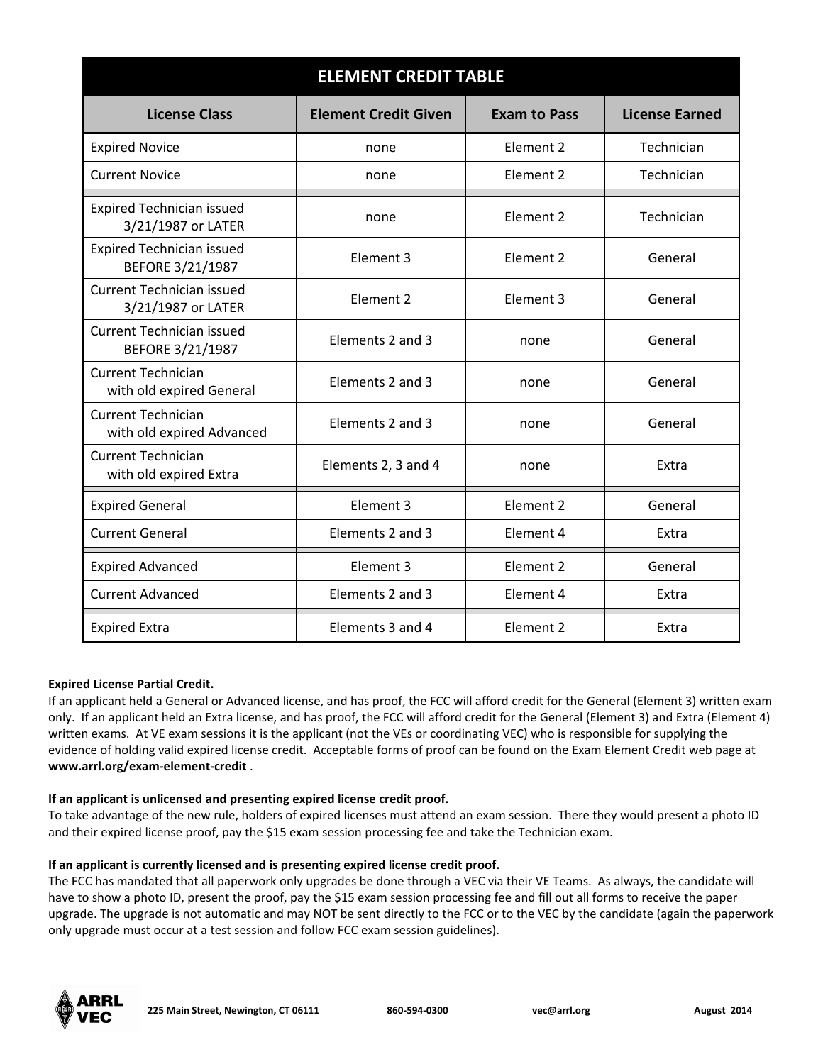## ELEMENT CREDIT TABLE

| License Class | Element Credit Given | Exam to Pass | License Earned |
|---|---|---|---|
| Expired Novice | none | Element 2 | Technician |
| Current Novice | none | Element 2 | Technician |
| Expired Technician issued 3/21/1987 or LATER | none | Element 2 | Technician |
| Expired Technician issued BEFORE 3/21/1987 | Element 3 | Element 2 | General |
| Current Technician issued 3/21/1987 or LATER | Element 2 | Element 3 | General |
| Current Technician issued BEFORE 3/21/1987 | Elements 2 and 3 | none | General |
| Current Technician with old expired General | Elements 2 and 3 | none | General |
| Current Technician with old expired Advanced | Elements 2 and 3 | none | General |
| Current Technician with old expired Extra | Elements 2, 3 and 4 | none | Extra |
| Expired General | Element 3 | Element 2 | General |
| Current General | Elements 2 and 3 | Element 4 | Extra |
| Expired Advanced | Element 3 | Element 2 | General |
| Current Advanced | Elements 2 and 3 | Element 4 | Extra |
| Expired Extra | Elements 3 and 4 | Element 2 | Extra |

**Expired License Partial Credit.**
If an applicant held a General or Advanced license, and has proof, the FCC will afford credit for the General (Element 3) written exam only. If an applicant held an Extra license, and has proof, the FCC will afford credit for the General (Element 3) and Extra (Element 4) written exams. At VE exam sessions it is the applicant (not the VEs or coordinating VEC) who is responsible for supplying the evidence of holding valid expired license credit. Acceptable forms of proof can be found on the Exam Element Credit web page at **www.arrl.org/exam-element-credit** .

**If an applicant is unlicensed and presenting expired license credit proof.**
To take advantage of the new rule, holders of expired licenses must attend an exam session. There they would present a photo ID and their expired license proof, pay the $15 exam session processing fee and take the Technician exam.

**If an applicant is currently licensed and is presenting expired license credit proof.**
The FCC has mandated that all paperwork only upgrades be done through a VEC via their VE Teams. As always, the candidate will have to show a photo ID, present the proof, pay the $15 exam session processing fee and fill out all forms to receive the paper upgrade. The upgrade is not automatic and may NOT be sent directly to the FCC or to the VEC by the candidate (again the paperwork only upgrade must occur at a test session and follow FCC exam session guidelines).

**ARRL VEC** **225 Main Street, Newington, CT 06111** **860-594-0300** **vec@arrl.org** **August 2014**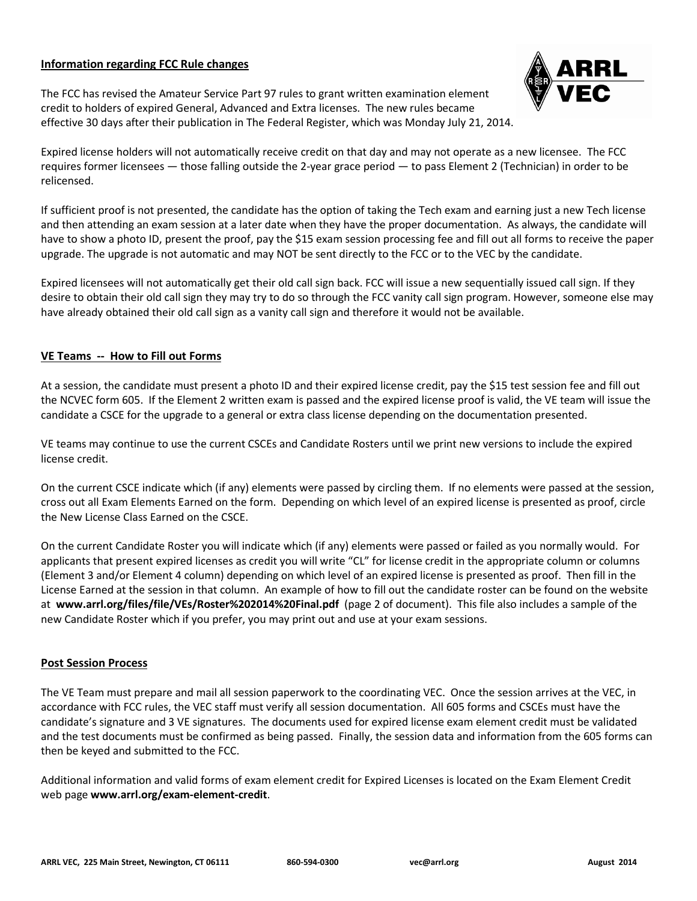**Information regarding FCC Rule changes**

The FCC has revised the Amateur Service Part 97 rules to grant written examination element credit to holders of expired General, Advanced and Extra licenses. The new rules became effective 30 days after their publication in The Federal Register, which was Monday July 21, 2014.

Expired license holders will not automatically receive credit on that day and may not operate as a new licensee. The FCC requires former licensees — those falling outside the 2-year grace period — to pass Element 2 (Technician) in order to be relicensed.

If sufficient proof is not presented, the candidate has the option of taking the Tech exam and earning just a new Tech license and then attending an exam session at a later date when they have the proper documentation. As always, the candidate will have to show a photo ID, present the proof, pay the $15 exam session processing fee and fill out all forms to receive the paper upgrade. The upgrade is not automatic and may NOT be sent directly to the FCC or to the VEC by the candidate.

Expired licensees will not automatically get their old call sign back. FCC will issue a new sequentially issued call sign. If they desire to obtain their old call sign they may try to do so through the FCC vanity call sign program. However, someone else may have already obtained their old call sign as a vanity call sign and therefore it would not be available.

**VE Teams -- How to Fill out Forms**

At a session, the candidate must present a photo ID and their expired license credit, pay the $15 test session fee and fill out the NCVEC form 605. If the Element 2 written exam is passed and the expired license proof is valid, the VE team will issue the candidate a CSCE for the upgrade to a general or extra class license depending on the documentation presented.

VE teams may continue to use the current CSCEs and Candidate Rosters until we print new versions to include the expired license credit.

On the current CSCE indicate which (if any) elements were passed by circling them. If no elements were passed at the session, cross out all Exam Elements Earned on the form. Depending on which level of an expired license is presented as proof, circle the New License Class Earned on the CSCE.

On the current Candidate Roster you will indicate which (if any) elements were passed or failed as you normally would. For applicants that present expired licenses as credit you will write "CL" for license credit in the appropriate column or columns (Element 3 and/or Element 4 column) depending on which level of an expired license is presented as proof. Then fill in the License Earned at the session in that column. An example of how to fill out the candidate roster can be found on the website at **www.arrl.org/files/file/VEs/Roster%202014%20Final.pdf** (page 2 of document). This file also includes a sample of the new Candidate Roster which if you prefer, you may print out and use at your exam sessions.

**Post Session Process**

The VE Team must prepare and mail all session paperwork to the coordinating VEC. Once the session arrives at the VEC, in accordance with FCC rules, the VEC staff must verify all session documentation. All 605 forms and CSCEs must have the candidate's signature and 3 VE signatures. The documents used for expired license exam element credit must be validated and the test documents must be confirmed as being passed. Finally, the session data and information from the 605 forms can then be keyed and submitted to the FCC.

Additional information and valid forms of exam element credit for Expired Licenses is located on the Exam Element Credit web page **www.arrl.org/exam-element-credit**.

ARRL VEC, 225 Main Street, Newington, CT 06111 860-594-0300 vec@arrl.org August 2014